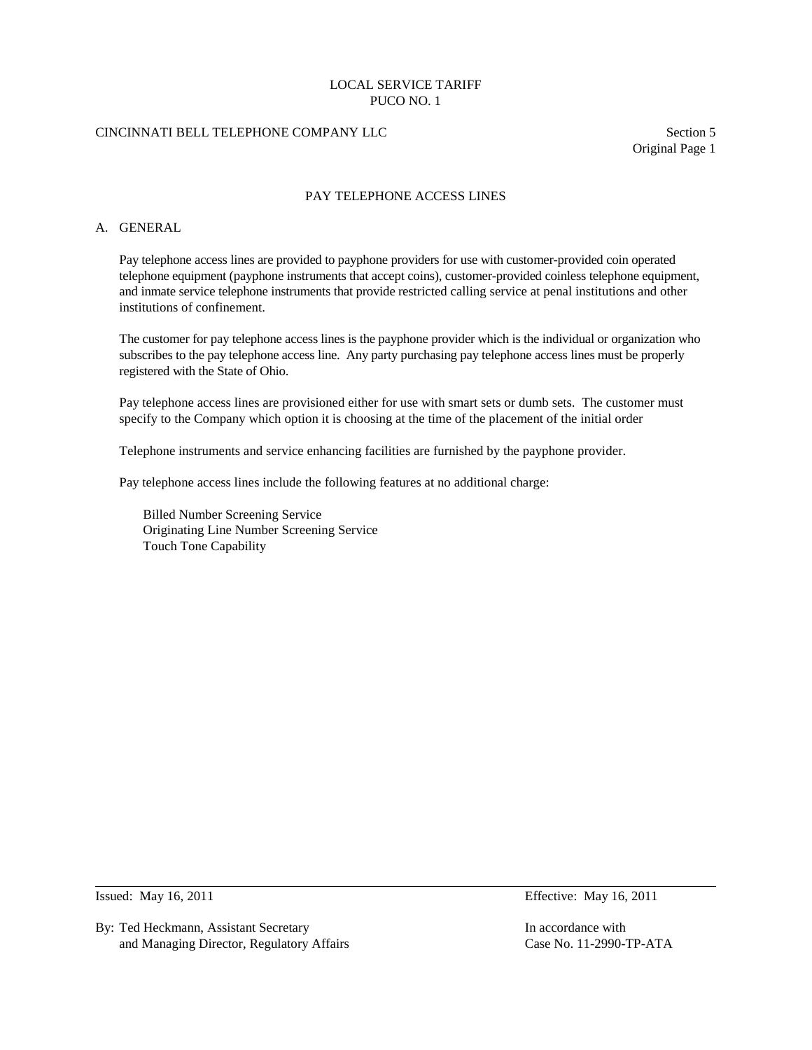LOCAL SERVICE TARIFF
PUCO NO. 1

CINCINNATI BELL TELEPHONE COMPANY LLC

Section 5
Original Page 1

# PAY TELEPHONE ACCESS LINES

## A. GENERAL

Pay telephone access lines are provided to payphone providers for use with customer-provided coin operated telephone equipment (payphone instruments that accept coins), customer-provided coinless telephone equipment, and inmate service telephone instruments that provide restricted calling service at penal institutions and other institutions of confinement.

The customer for pay telephone access lines is the payphone provider which is the individual or organization who subscribes to the pay telephone access line. Any party purchasing pay telephone access lines must be properly registered with the State of Ohio.

Pay telephone access lines are provisioned either for use with smart sets or dumb sets. The customer must specify to the Company which option it is choosing at the time of the placement of the initial order

Telephone instruments and service enhancing facilities are furnished by the payphone provider.

Pay telephone access lines include the following features at no additional charge:

Billed Number Screening Service
Originating Line Number Screening Service
Touch Tone Capability

Issued: May 16, 2011

Effective: May 16, 2011

By: Ted Heckmann, Assistant Secretary
and Managing Director, Regulatory Affairs

In accordance with
Case No. 11-2990-TP-ATA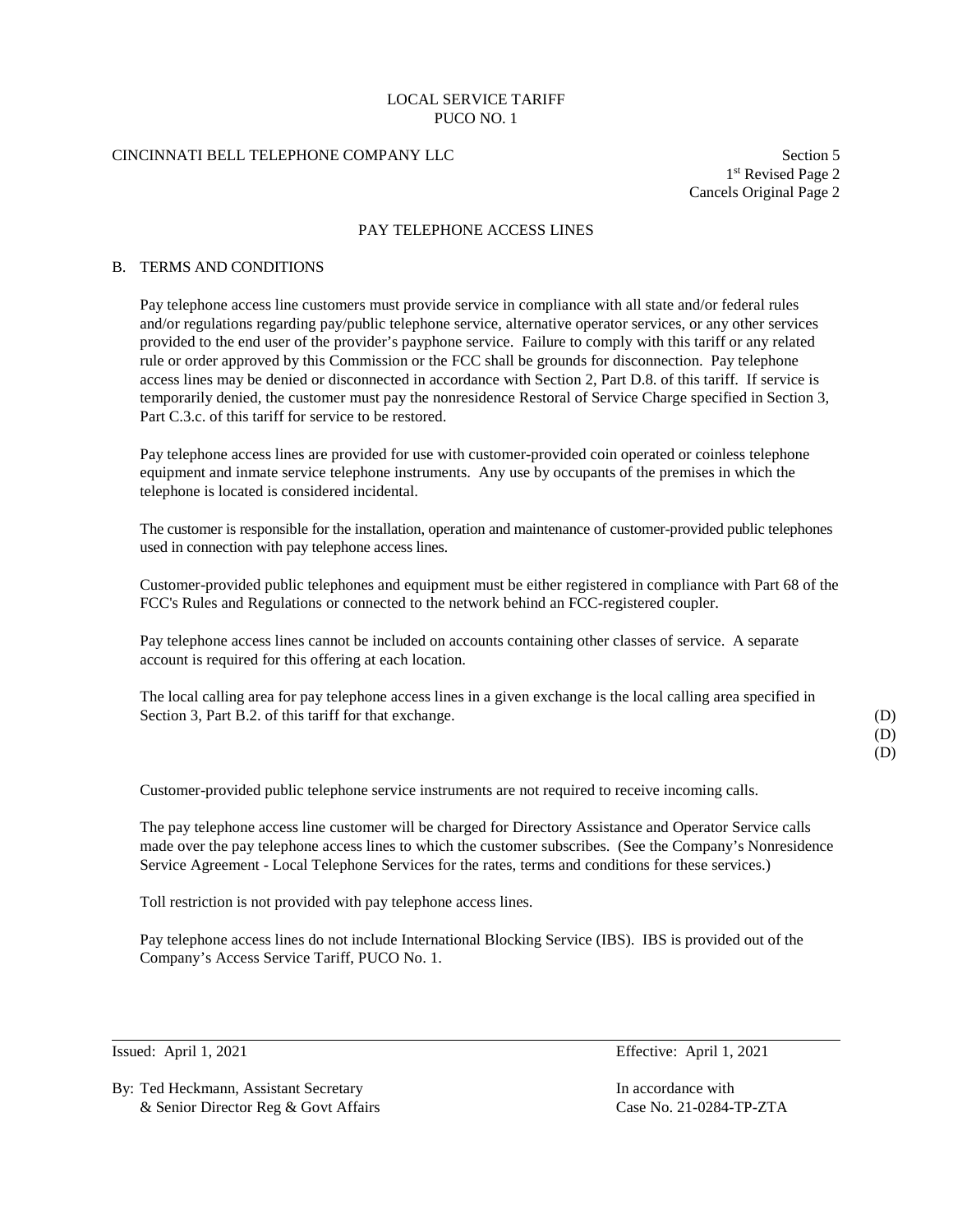LOCAL SERVICE TARIFF
PUCO NO. 1

CINCINNATI BELL TELEPHONE COMPANY LLC

Section 5
1st Revised Page 2
Cancels Original Page 2

## PAY TELEPHONE ACCESS LINES

### B. TERMS AND CONDITIONS

Pay telephone access line customers must provide service in compliance with all state and/or federal rules and/or regulations regarding pay/public telephone service, alternative operator services, or any other services provided to the end user of the provider's payphone service. Failure to comply with this tariff or any related rule or order approved by this Commission or the FCC shall be grounds for disconnection. Pay telephone access lines may be denied or disconnected in accordance with Section 2, Part D.8. of this tariff. If service is temporarily denied, the customer must pay the nonresidence Restoral of Service Charge specified in Section 3, Part C.3.c. of this tariff for service to be restored.

Pay telephone access lines are provided for use with customer-provided coin operated or coinless telephone equipment and inmate service telephone instruments. Any use by occupants of the premises in which the telephone is located is considered incidental.

The customer is responsible for the installation, operation and maintenance of customer-provided public telephones used in connection with pay telephone access lines.

Customer-provided public telephones and equipment must be either registered in compliance with Part 68 of the FCC's Rules and Regulations or connected to the network behind an FCC-registered coupler.

Pay telephone access lines cannot be included on accounts containing other classes of service. A separate account is required for this offering at each location.

The local calling area for pay telephone access lines in a given exchange is the local calling area specified in Section 3, Part B.2. of this tariff for that exchange. (D)

(D)
(D)

Customer-provided public telephone service instruments are not required to receive incoming calls.

The pay telephone access line customer will be charged for Directory Assistance and Operator Service calls made over the pay telephone access lines to which the customer subscribes. (See the Company's Nonresidence Service Agreement - Local Telephone Services for the rates, terms and conditions for these services.)

Toll restriction is not provided with pay telephone access lines.

Pay telephone access lines do not include International Blocking Service (IBS). IBS is provided out of the Company's Access Service Tariff, PUCO No. 1.

---

Issued: April 1, 2021 Effective: April 1, 2021

By: Ted Heckmann, Assistant Secretary
& Senior Director Reg & Govt Affairs

In accordance with
Case No. 21-0284-TP-ZTA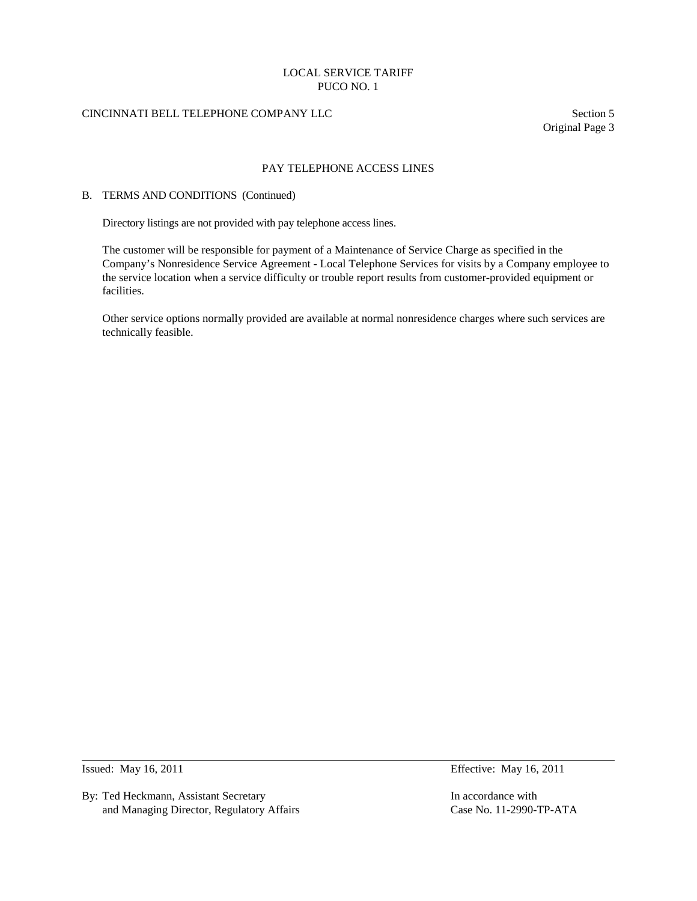## PAY TELEPHONE ACCESS LINES

B. TERMS AND CONDITIONS (Continued)

Directory listings are not provided with pay telephone access lines.

The customer will be responsible for payment of a Maintenance of Service Charge as specified in the Company's Nonresidence Service Agreement - Local Telephone Services for visits by a Company employee to the service location when a service difficulty or trouble report results from customer-provided equipment or facilities.

Other service options normally provided are available at normal nonresidence charges where such services are technically feasible.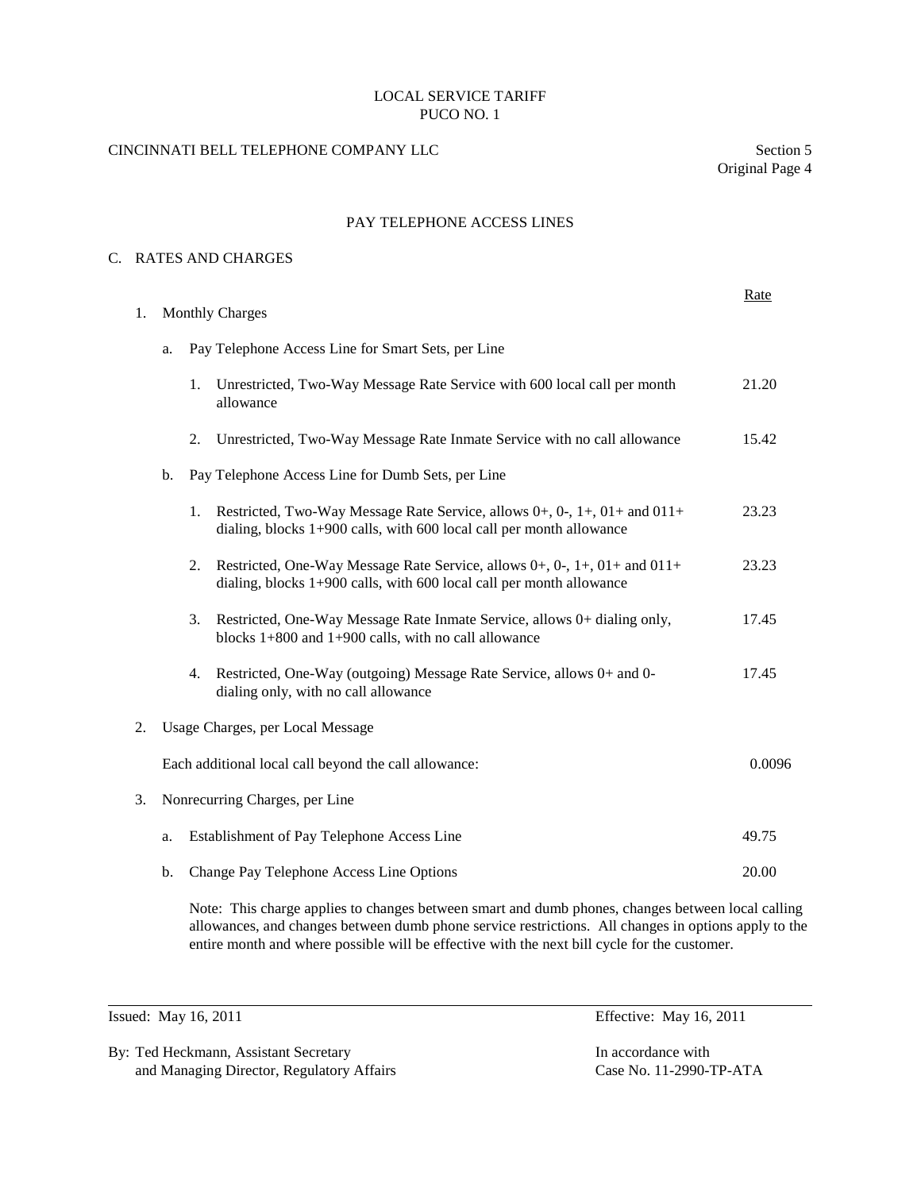LOCAL SERVICE TARIFF
PUCO NO. 1

CINCINNATI BELL TELEPHONE COMPANY LLC

Section 5
Original Page 4

## PAY TELEPHONE ACCESS LINES

### C. RATES AND CHARGES

| | Rate |
|---|---|
| 1. Monthly Charges | |
| a. Pay Telephone Access Line for Smart Sets, per Line | |
| 1. Unrestricted, Two-Way Message Rate Service with 600 local call per month allowance | 21.20 |
| 2. Unrestricted, Two-Way Message Rate Inmate Service with no call allowance | 15.42 |
| b. Pay Telephone Access Line for Dumb Sets, per Line | |
| 1. Restricted, Two-Way Message Rate Service, allows 0+, 0-, 1+, 01+ and 011+ dialing, blocks 1+900 calls, with 600 local call per month allowance | 23.23 |
| 2. Restricted, One-Way Message Rate Service, allows 0+, 0-, 1+, 01+ and 011+ dialing, blocks 1+900 calls, with 600 local call per month allowance | 23.23 |
| 3. Restricted, One-Way Message Rate Inmate Service, allows 0+ dialing only, blocks 1+800 and 1+900 calls, with no call allowance | 17.45 |
| 4. Restricted, One-Way (outgoing) Message Rate Service, allows 0+ and 0- dialing only, with no call allowance | 17.45 |
| 2. Usage Charges, per Local Message | |
| Each additional local call beyond the call allowance: | 0.0096 |
| 3. Nonrecurring Charges, per Line | |
| a. Establishment of Pay Telephone Access Line | 49.75 |
| b. Change Pay Telephone Access Line Options | 20.00 |

Note: This charge applies to changes between smart and dumb phones, changes between local calling allowances, and changes between dumb phone service restrictions. All changes in options apply to the entire month and where possible will be effective with the next bill cycle for the customer.

Issued: May 16, 2011

Effective: May 16, 2011

By: Ted Heckmann, Assistant Secretary
and Managing Director, Regulatory Affairs

In accordance with
Case No. 11-2990-TP-ATA